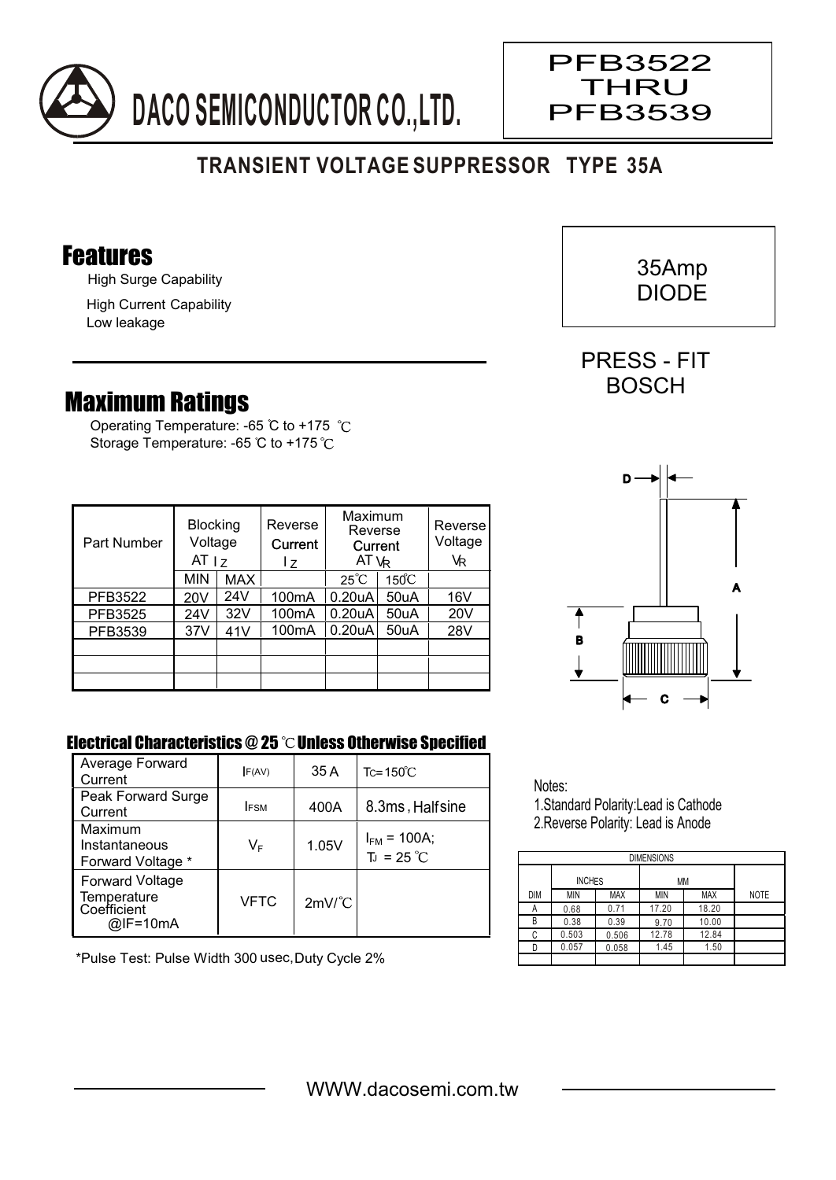# DACO SEMICONDUCTOR CO.,LTD.

PFB3522
THRU
PFB3539

## TRANSIENT VOLTAGE SUPPRESSOR TYPE 35A

35Amp
DIODE

PRESS - FIT
BOSCH

## Features

High Surge Capability

High Current Capability

Low leakage

## Maximum Ratings

Operating Temperature: -65 ℃ to +175 ℃

Storage Temperature: -65 ℃ to +175 ℃

| Part Number | Blocking Voltage AT $I_Z$ | | Reverse Current $I_Z$ | Maximum Reverse Current AT $V_R$ | | Reverse Voltage $V_R$ |
|---|---|---|---|---|---|---|
| | MIN | MAX | | 25℃ | 150℃ | |
| PFB3522 | 20V | 24V | 100mA | 0.20uA | 50uA | 16V |
| PFB3525 | 24V | 32V | 100mA | 0.20uA | 50uA | 20V |
| PFB3539 | 37V | 41V | 100mA | 0.20uA | 50uA | 28V |
| | | | | | | |
| | | | | | | |
| | | | | | | |

### Electrical Characteristics @ 25 ℃ Unless Otherwise Specified

| | | | |
|---|---|---|---|
| Average Forward Current | $I_{F(AV)}$ | 35 A | $T_C$= 150℃ |
| Peak Forward Surge Current | $I_{FSM}$ | 400A | 8.3ms , Halfsine |
| Maximum Instantaneous Forward Voltage * | $V_F$ | 1.05V | $I_{FM}$ = 100A; $T_J$ = 25 ℃ |
| Forward Voltage Temperature Coefficient @IF=10mA | VFTC | 2mV/℃ | |

*Pulse Test: Pulse Width 300 usec, Duty Cycle 2%

Notes:

1.Standard Polarity:Lead is Cathode

2.Reverse Polarity: Lead is Anode

| DIMENSIONS | | | | | |
|---|---|---|---|---|---|
| | INCHES | | MM | | |
| DIM | MIN | MAX | MIN | MAX | NOTE |
| A | 0.68 | 0.71 | 17.20 | 18.20 | |
| B | 0.38 | 0.39 | 9.70 | 10.00 | |
| C | 0.503 | 0.506 | 12.78 | 12.84 | |
| D | 0.057 | 0.058 | 1.45 | 1.50 | |

WWW.dacosemi.com.tw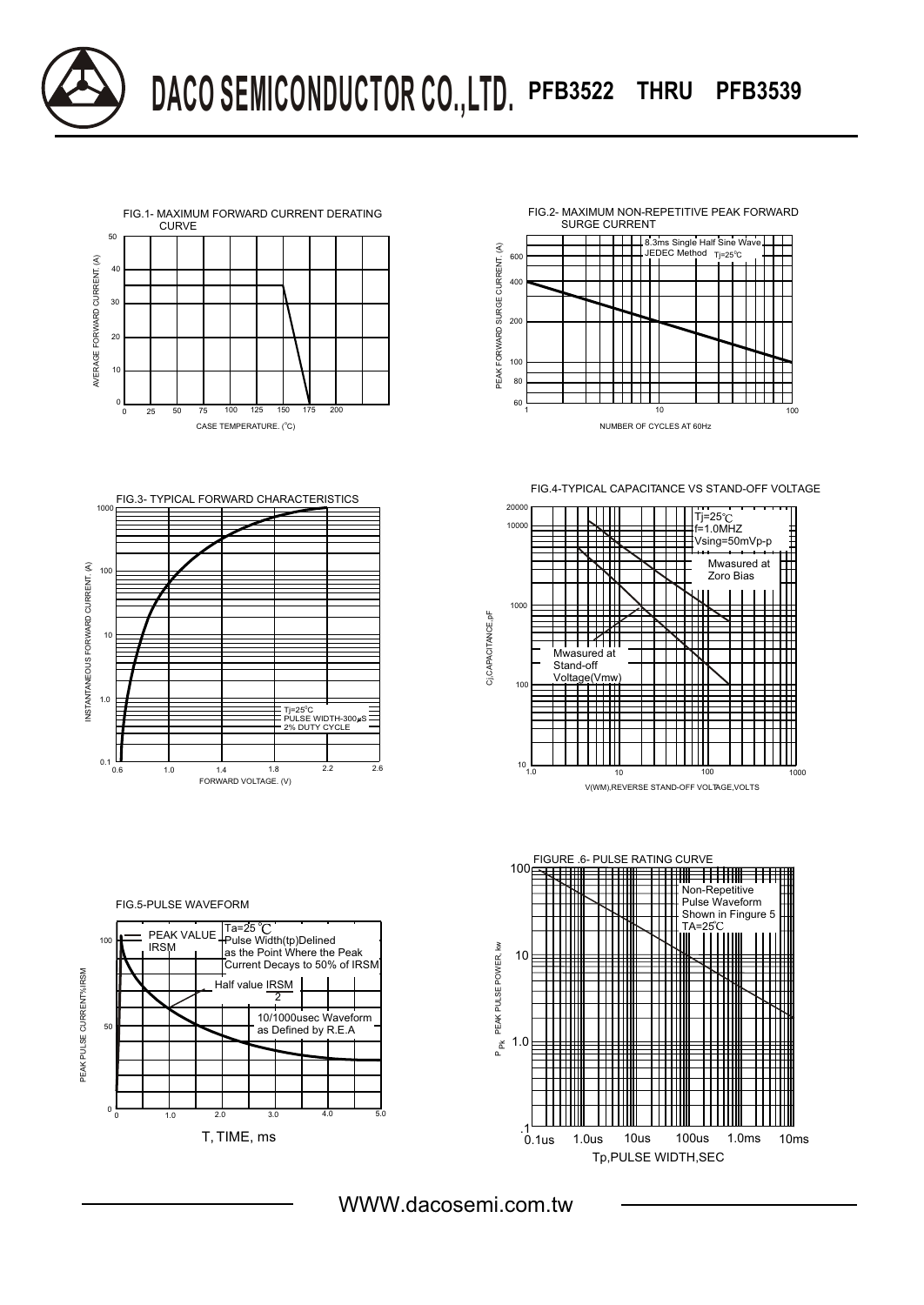# DACO SEMICONDUCTOR CO.,LTD. PFB3522 THRU PFB3539

FIG.1- MAXIMUM FORWARD CURRENT DERATING CURVE

AVERAGE FORWARD CURRENT, (A)

50
40
30
20
10
0

0 25 50 75 100 125 150 175 200

CASE TEMPERATURE. (°C)

FIG.2- MAXIMUM NON-REPETITIVE PEAK FORWARD SURGE CURRENT

8.3ms Single Half Sine Wave
JEDEC Method Tj=25°C

PEAK FORWARD SURGE CURRENT, (A)

600
400
200
100
80
60

1 10 100

NUMBER OF CYCLES AT 60Hz

FIG.3- TYPICAL FORWARD CHARACTERISTICS

INSTANTANEOUS FORWARD CURRENT, (A)

1000
100
10
1.0
0.1

0.6 1.0 1.4 1.8 2.2 2.6

FORWARD VOLTAGE. (V)

Tj=25°C
PULSE WIDTH-300μS
2% DUTY CYCLE

FIG.4-TYPICAL CAPACITANCE VS STAND-OFF VOLTAGE

Cj,CAPACITANCE,pF

20000
10000
1000
100
10

1.0 10 100 1000

V(WM),REVERSE STAND-OFF VOLTAGE,VOLTS

Tj=25°C
f=1.0MHZ
Vsing=50mVp-p

Mwasured at
Zoro Bias

Mwasured at
Stand-off
Voltage(Vmw)

FIG.5-PULSE WAVEFORM

PEAK PULSE CURRENT%IRSM

100
50
0

0 1.0 2.0 3.0 4.0 5.0

T, TIME, ms

PEAK VALUE
IRSM

Ta=25 °C
Pulse Width(tp)Delined
as the Point Where the Peak
Current Decays to 50% of IRSM

Half value IRSM/2

10/1000usec Waveform
as Defined by R.E.A

FIGURE .6- PULSE RATING CURVE

$P_{Pk}$ PEAK PULSE POWER, kw

100
10
1.0
.1

0.1us 1.0us 10us 100us 1.0ms 10ms

Tp,PULSE WIDTH,SEC

Non-Repetitive
Pulse Waveform
Shown in Fingure 5
TA=25°C

WWW.dacosemi.com.tw